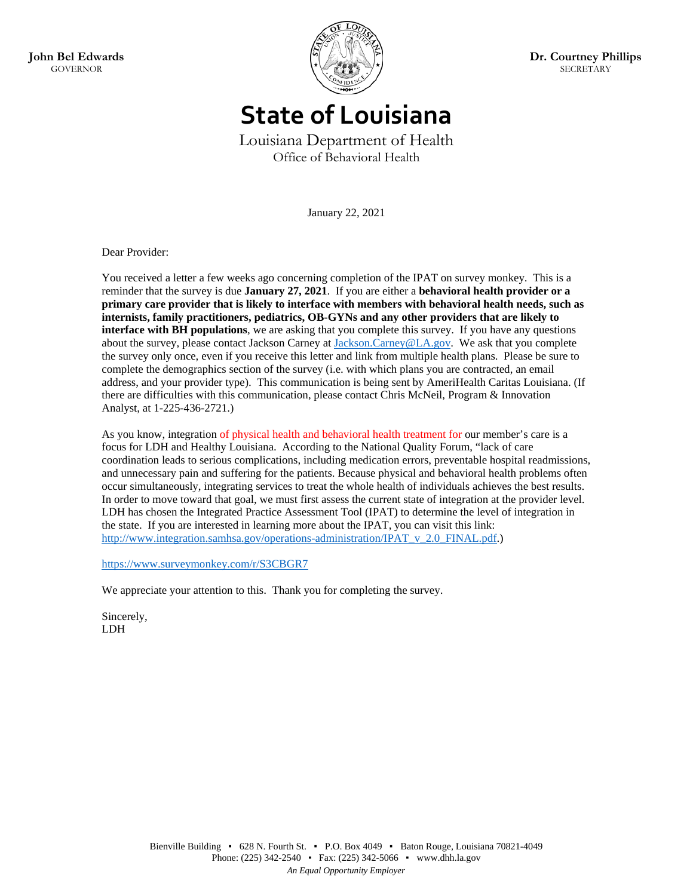**John Bel Edwards**
GOVERNOR

**Dr. Courtney Phillips**
SECRETARY

# State of Louisiana

Louisiana Department of Health
Office of Behavioral Health

January 22, 2021

Dear Provider:

You received a letter a few weeks ago concerning completion of the IPAT on survey monkey. This is a reminder that the survey is due **January 27, 2021**. If you are either a **behavioral health provider or a primary care provider that is likely to interface with members with behavioral health needs, such as internists, family practitioners, pediatrics, OB-GYNs and any other providers that are likely to interface with BH populations**, we are asking that you complete this survey. If you have any questions about the survey, please contact Jackson Carney at Jackson.Carney@LA.gov. We ask that you complete the survey only once, even if you receive this letter and link from multiple health plans. Please be sure to complete the demographics section of the survey (i.e. with which plans you are contracted, an email address, and your provider type). This communication is being sent by AmeriHealth Caritas Louisiana. (If there are difficulties with this communication, please contact Chris McNeil, Program & Innovation Analyst, at 1-225-436-2721.)

As you know, integration of physical health and behavioral health treatment for our member's care is a focus for LDH and Healthy Louisiana. According to the National Quality Forum, "lack of care coordination leads to serious complications, including medication errors, preventable hospital readmissions, and unnecessary pain and suffering for the patients. Because physical and behavioral health problems often occur simultaneously, integrating services to treat the whole health of individuals achieves the best results. In order to move toward that goal, we must first assess the current state of integration at the provider level. LDH has chosen the Integrated Practice Assessment Tool (IPAT) to determine the level of integration in the state. If you are interested in learning more about the IPAT, you can visit this link: http://www.integration.samhsa.gov/operations-administration/IPAT_v_2.0_FINAL.pdf.)

https://www.surveymonkey.com/r/S3CBGR7

We appreciate your attention to this. Thank you for completing the survey.

Sincerely,
LDH

Bienville Building ▪ 628 N. Fourth St. ▪ P.O. Box 4049 ▪ Baton Rouge, Louisiana 70821-4049
Phone: (225) 342-2540 ▪ Fax: (225) 342-5066 ▪ www.dhh.la.gov
*An Equal Opportunity Employer*